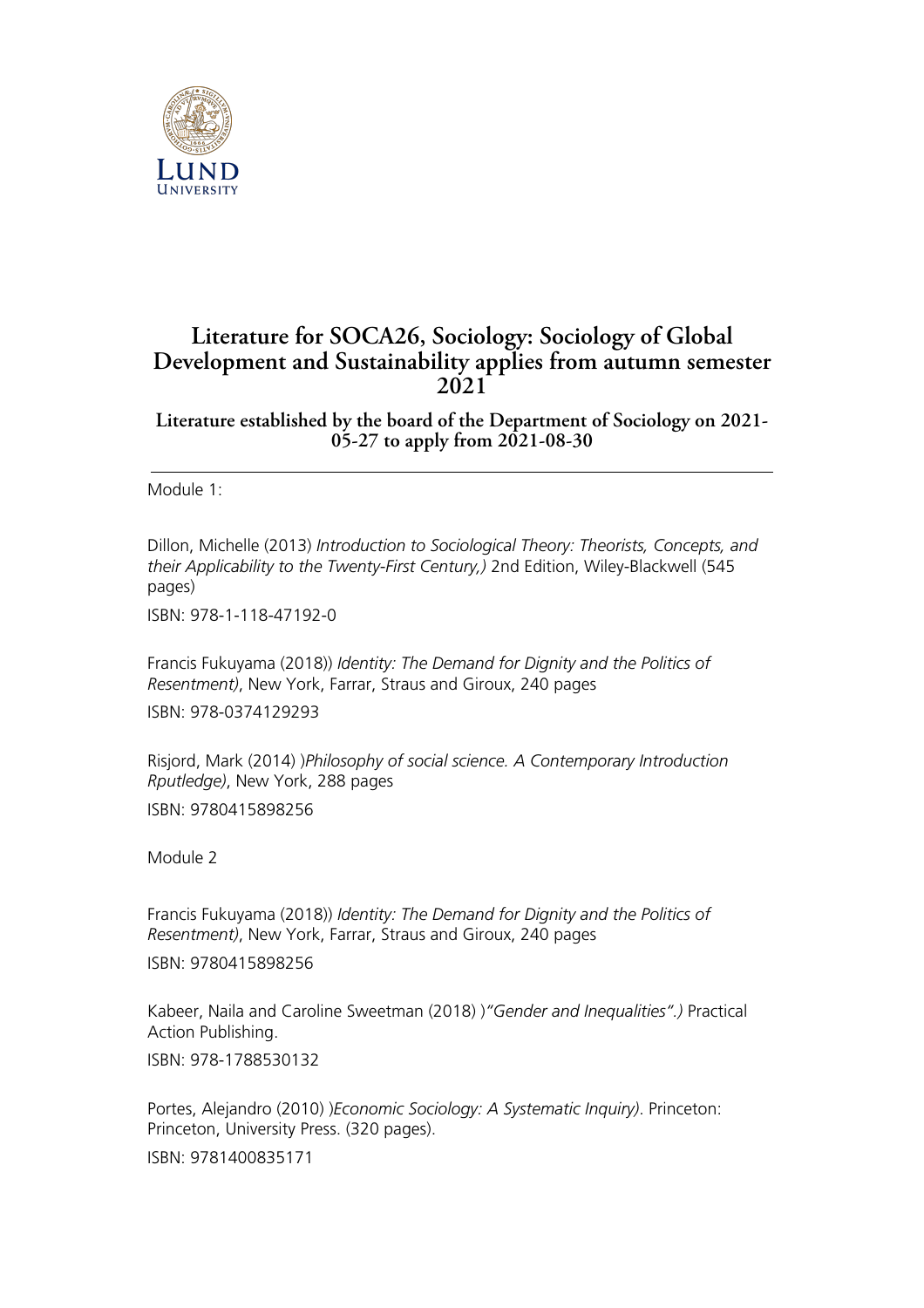# Literature for SOCA26, Sociology: Sociology of Global Development and Sustainability applies from autumn semester 2021

## Literature established by the board of the Department of Sociology on 2021-05-27 to apply from 2021-08-30

---

Module 1:

Dillon, Michelle (2013) *Introduction to Sociological Theory: Theorists, Concepts, and their Applicability to the Twenty-First Century,)* 2nd Edition, Wiley-Blackwell (545 pages)

ISBN: 978-1-118-47192-0

Francis Fukuyama (2018)) *Identity: The Demand for Dignity and the Politics of Resentment)*, New York, Farrar, Straus and Giroux, 240 pages

ISBN: 978-0374129293

Risjord, Mark (2014) )*Philosophy of social science. A Contemporary Introduction Rputledge)*, New York, 288 pages

ISBN: 9780415898256

Module 2

Francis Fukuyama (2018)) *Identity: The Demand for Dignity and the Politics of Resentment)*, New York, Farrar, Straus and Giroux, 240 pages

ISBN: 9780415898256

Kabeer, Naila and Caroline Sweetman (2018) )*"Gender and Inequalities".)* Practical Action Publishing.

ISBN: 978-1788530132

Portes, Alejandro (2010) )*Economic Sociology: A Systematic Inquiry)*. Princeton: Princeton, University Press. (320 pages).

ISBN: 9781400835171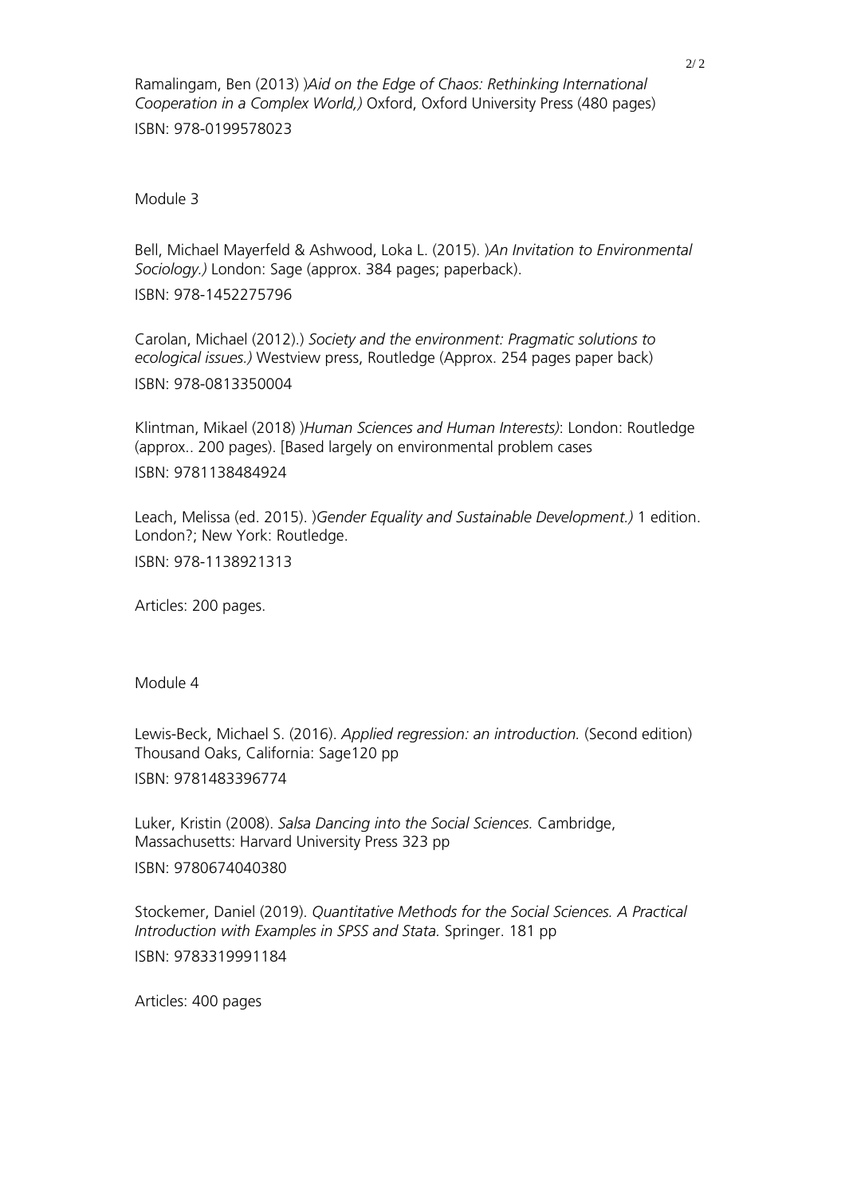Ramalingam, Ben (2013) )*Aid on the Edge of Chaos: Rethinking International Cooperation in a Complex World,)* Oxford, Oxford University Press (480 pages)

ISBN: 978-0199578023

Module 3

Bell, Michael Mayerfeld & Ashwood, Loka L. (2015). )*An Invitation to Environmental Sociology.)* London: Sage (approx. 384 pages; paperback).

ISBN: 978-1452275796

Carolan, Michael (2012).) *Society and the environment: Pragmatic solutions to ecological issues.)* Westview press, Routledge (Approx. 254 pages paper back)

ISBN: 978-0813350004

Klintman, Mikael (2018) )*Human Sciences and Human Interests)*: London: Routledge (approx.. 200 pages). [Based largely on environmental problem cases

ISBN: 9781138484924

Leach, Melissa (ed. 2015). )*Gender Equality and Sustainable Development.)* 1 edition. London?; New York: Routledge.

ISBN: 978-1138921313

Articles: 200 pages.

Module 4

Lewis-Beck, Michael S. (2016). *Applied regression: an introduction.* (Second edition) Thousand Oaks, California: Sage120 pp

ISBN: 9781483396774

Luker, Kristin (2008). *Salsa Dancing into the Social Sciences.* Cambridge, Massachusetts: Harvard University Press 323 pp

ISBN: 9780674040380

Stockemer, Daniel (2019). *Quantitative Methods for the Social Sciences. A Practical Introduction with Examples in SPSS and Stata.* Springer. 181 pp

ISBN: 9783319991184

Articles: 400 pages